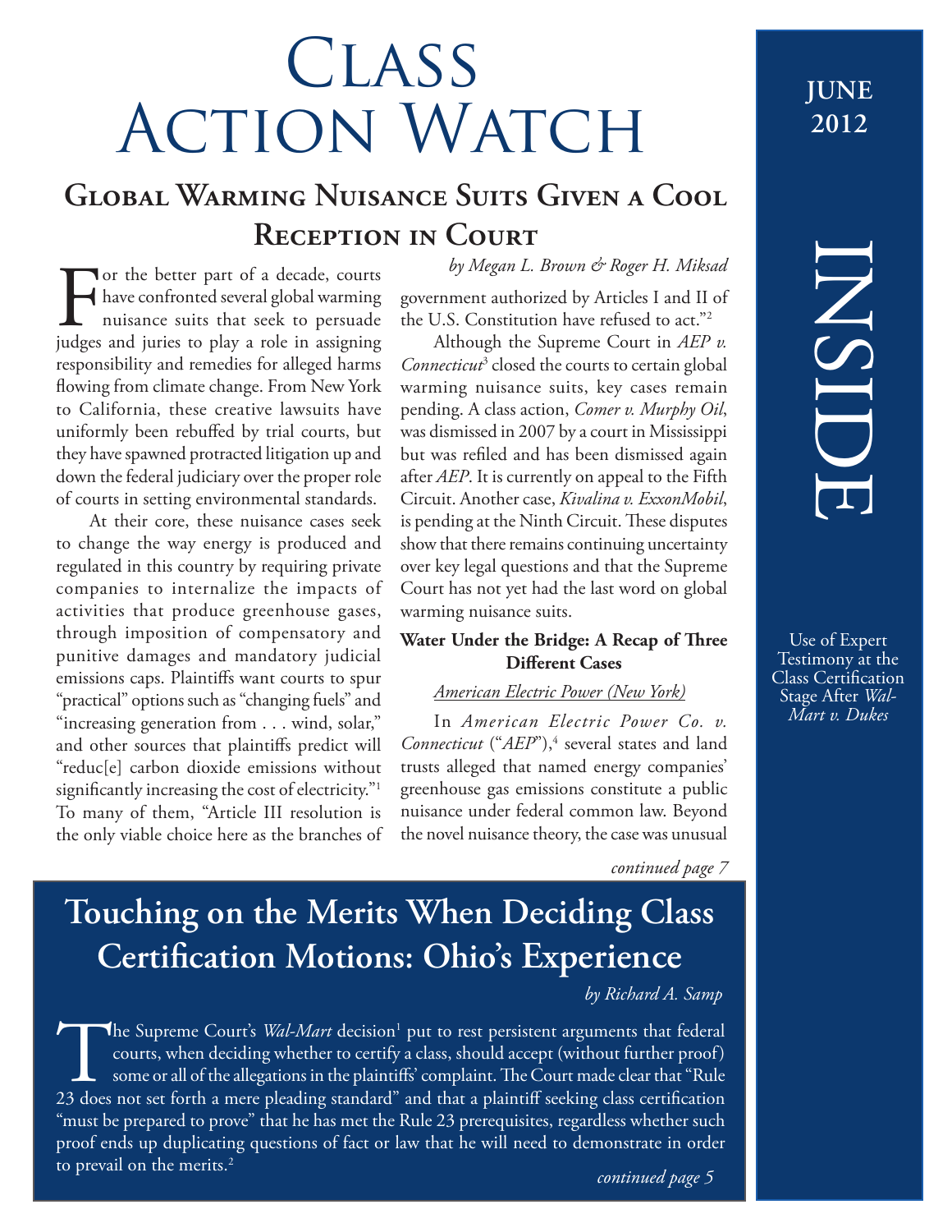# Class Action Watch

**June 2012**

## Global Warming Nuisance Suits Given a Cool Reception in Court

*by Megan L. Brown & Roger H. Miksad*

For the better part of a decade, courts have confronted several global warming nuisance suits that seek to persuade judges and juries to play a role in assigning responsibility and remedies for alleged harms flowing from climate change. From New York to California, these creative lawsuits have uniformly been rebuffed by trial courts, but they have spawned protracted litigation up and down the federal judiciary over the proper role of courts in setting environmental standards.

At their core, these nuisance cases seek to change the way energy is produced and regulated in this country by requiring private companies to internalize the impacts of activities that produce greenhouse gases, through imposition of compensatory and punitive damages and mandatory judicial emissions caps. Plaintiffs want courts to spur "practical" options such as "changing fuels" and "increasing generation from . . . wind, solar," and other sources that plaintiffs predict will "reduc[e] carbon dioxide emissions without significantly increasing the cost of electricity."[1] To many of them, "Article III resolution is the only viable choice here as the branches of government authorized by Articles I and II of the U.S. Constitution have refused to act."[2]

Although the Supreme Court in *AEP v. Connecticut*[3] closed the courts to certain global warming nuisance suits, key cases remain pending. A class action, *Comer v. Murphy Oil*, was dismissed in 2007 by a court in Mississippi but was refiled and has been dismissed again after *AEP*. It is currently on appeal to the Fifth Circuit. Another case, *Kivalina v. ExxonMobil*, is pending at the Ninth Circuit. These disputes show that there remains continuing uncertainty over key legal questions and that the Supreme Court has not yet had the last word on global warming nuisance suits.

### Water Under the Bridge: A Recap of Three Different Cases

<u>American Electric Power (New York)</u>

In *American Electric Power Co. v. Connecticut* ("*AEP*"),[4] several states and land trusts alleged that named energy companies' greenhouse gas emissions constitute a public nuisance under federal common law. Beyond the novel nuisance theory, the case was unusual

*continued page 7*

## Touching on the Merits When Deciding Class Certification Motions: Ohio's Experience

*by Richard A. Samp*

The Supreme Court's *Wal-Mart* decision[1] put to rest persistent arguments that federal courts, when deciding whether to certify a class, should accept (without further proof) some or all of the allegations in the plaintiffs' complaint. The Court made clear that "Rule 23 does not set forth a mere pleading standard" and that a plaintiff seeking class certification "must be prepared to prove" that he has met the Rule 23 prerequisites, regardless whether such proof ends up duplicating questions of fact or law that he will need to demonstrate in order to prevail on the merits.[2]

*continued page 5*

**INSIDE**

Use of Expert Testimony at the Class Certification Stage After *Wal-Mart v. Dukes*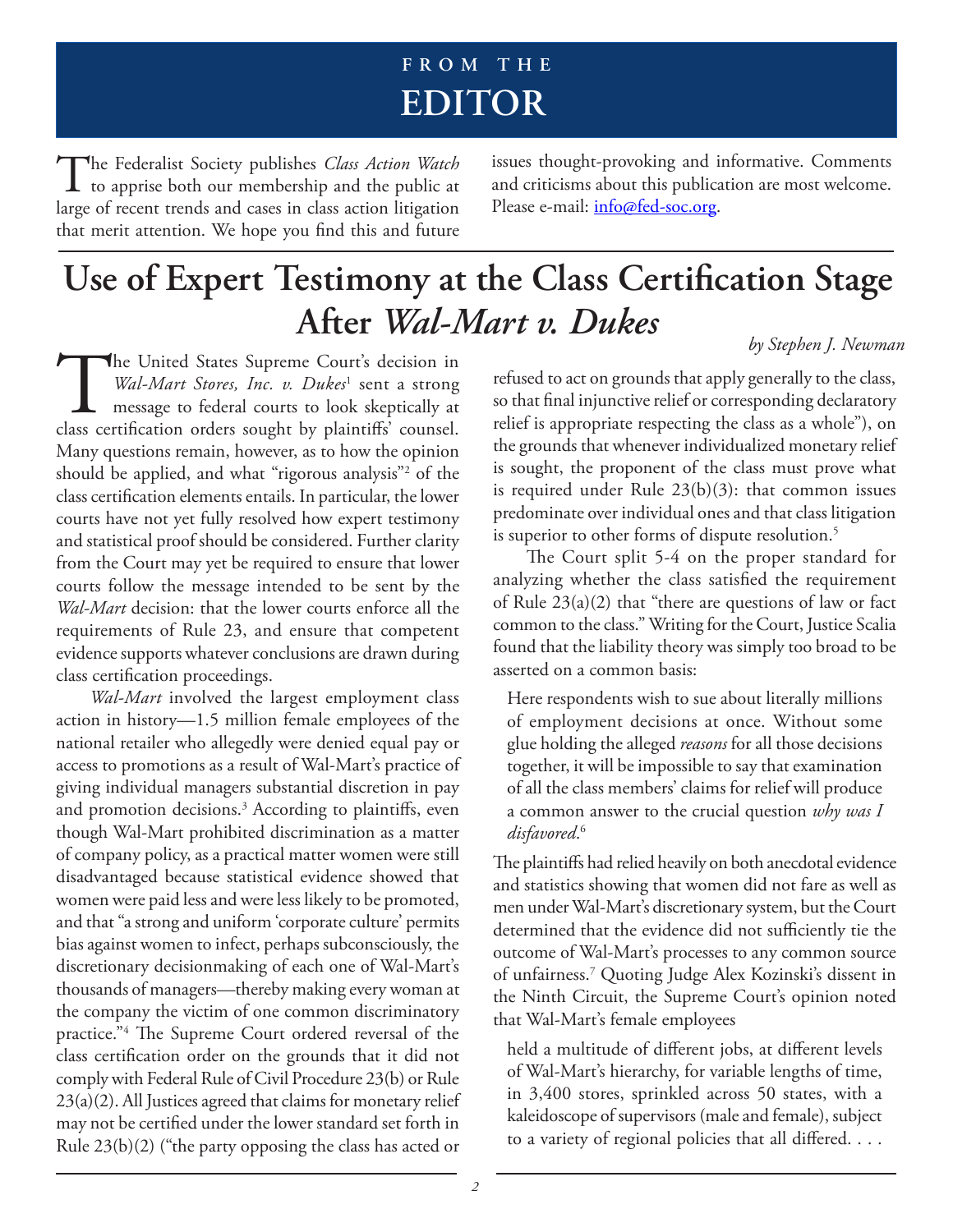## FROM THE EDITOR

The Federalist Society publishes *Class Action Watch* to apprise both our membership and the public at large of recent trends and cases in class action litigation that merit attention. We hope you find this and future issues thought-provoking and informative. Comments and criticisms about this publication are most welcome. Please e-mail: info@fed-soc.org.

# Use of Expert Testimony at the Class Certification Stage After *Wal-Mart v. Dukes*

*by Stephen J. Newman*

The United States Supreme Court's decision in *Wal-Mart Stores, Inc. v. Dukes*[1] sent a strong message to federal courts to look skeptically at class certification orders sought by plaintiffs' counsel. Many questions remain, however, as to how the opinion should be applied, and what "rigorous analysis"[2] of the class certification elements entails. In particular, the lower courts have not yet fully resolved how expert testimony and statistical proof should be considered. Further clarity from the Court may yet be required to ensure that lower courts follow the message intended to be sent by the *Wal-Mart* decision: that the lower courts enforce all the requirements of Rule 23, and ensure that competent evidence supports whatever conclusions are drawn during class certification proceedings.

*Wal-Mart* involved the largest employment class action in history—1.5 million female employees of the national retailer who allegedly were denied equal pay or access to promotions as a result of Wal-Mart's practice of giving individual managers substantial discretion in pay and promotion decisions.[3] According to plaintiffs, even though Wal-Mart prohibited discrimination as a matter of company policy, as a practical matter women were still disadvantaged because statistical evidence showed that women were paid less and were less likely to be promoted, and that "a strong and uniform 'corporate culture' permits bias against women to infect, perhaps subconsciously, the discretionary decisionmaking of each one of Wal-Mart's thousands of managers—thereby making every woman at the company the victim of one common discriminatory practice."[4] The Supreme Court ordered reversal of the class certification order on the grounds that it did not comply with Federal Rule of Civil Procedure 23(b) or Rule 23(a)(2). All Justices agreed that claims for monetary relief may not be certified under the lower standard set forth in Rule 23(b)(2) ("the party opposing the class has acted or refused to act on grounds that apply generally to the class, so that final injunctive relief or corresponding declaratory relief is appropriate respecting the class as a whole"), on the grounds that whenever individualized monetary relief is sought, the proponent of the class must prove what is required under Rule 23(b)(3): that common issues predominate over individual ones and that class litigation is superior to other forms of dispute resolution.[5]

The Court split 5-4 on the proper standard for analyzing whether the class satisfied the requirement of Rule 23(a)(2) that "there are questions of law or fact common to the class." Writing for the Court, Justice Scalia found that the liability theory was simply too broad to be asserted on a common basis:

> Here respondents wish to sue about literally millions of employment decisions at once. Without some glue holding the alleged *reasons* for all those decisions together, it will be impossible to say that examination of all the class members' claims for relief will produce a common answer to the crucial question *why was I disfavored*.[6]

The plaintiffs had relied heavily on both anecdotal evidence and statistics showing that women did not fare as well as men under Wal-Mart's discretionary system, but the Court determined that the evidence did not sufficiently tie the outcome of Wal-Mart's processes to any common source of unfairness.[7] Quoting Judge Alex Kozinski's dissent in the Ninth Circuit, the Supreme Court's opinion noted that Wal-Mart's female employees

> held a multitude of different jobs, at different levels of Wal-Mart's hierarchy, for variable lengths of time, in 3,400 stores, sprinkled across 50 states, with a kaleidoscope of supervisors (male and female), subject to a variety of regional policies that all differed. . . .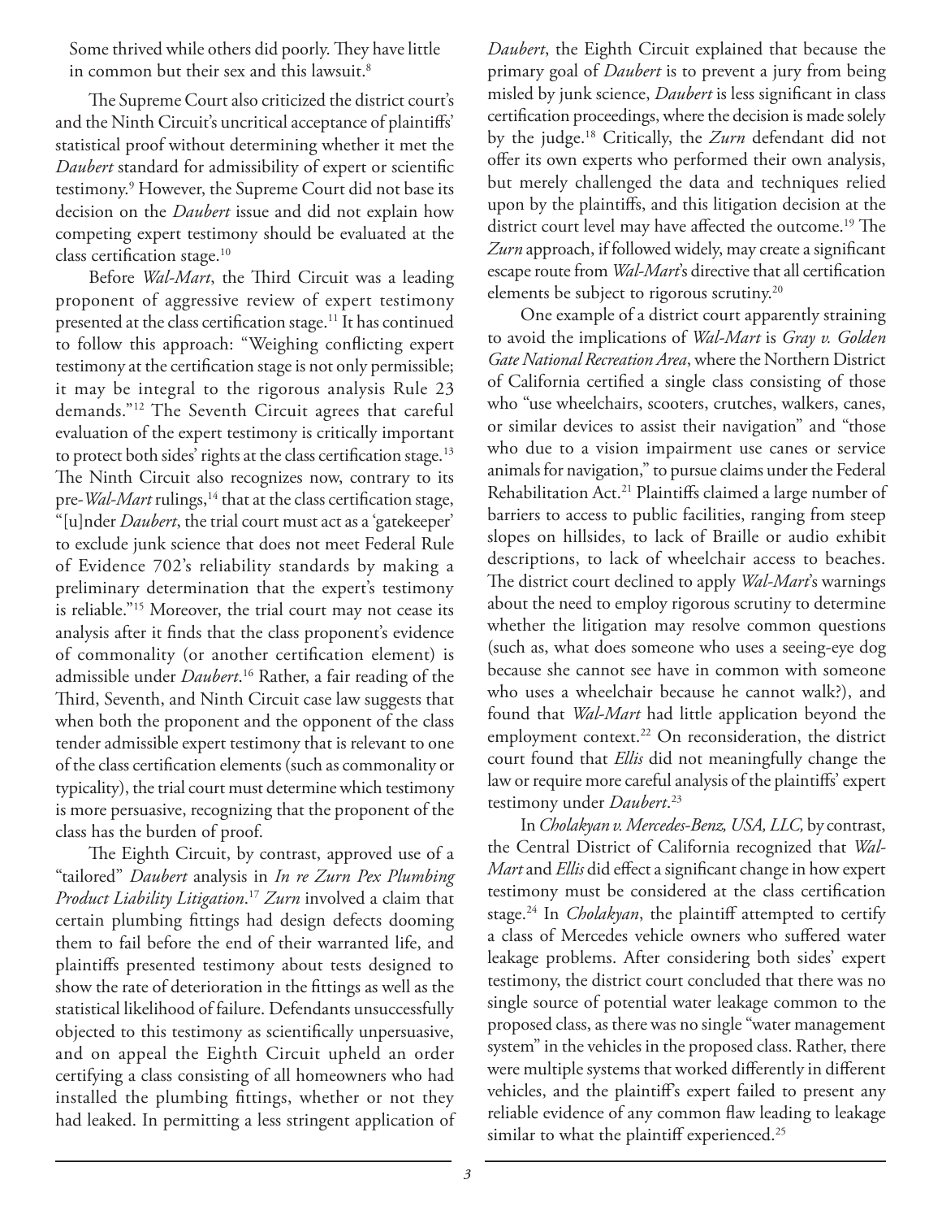Some thrived while others did poorly. They have little in common but their sex and this lawsuit.[8]

The Supreme Court also criticized the district court's and the Ninth Circuit's uncritical acceptance of plaintiffs' statistical proof without determining whether it met the *Daubert* standard for admissibility of expert or scientific testimony.[9] However, the Supreme Court did not base its decision on the *Daubert* issue and did not explain how competing expert testimony should be evaluated at the class certification stage.[10]

Before *Wal-Mart*, the Third Circuit was a leading proponent of aggressive review of expert testimony presented at the class certification stage.[11] It has continued to follow this approach: "Weighing conflicting expert testimony at the certification stage is not only permissible; it may be integral to the rigorous analysis Rule 23 demands."[12] The Seventh Circuit agrees that careful evaluation of the expert testimony is critically important to protect both sides' rights at the class certification stage.[13] The Ninth Circuit also recognizes now, contrary to its pre-*Wal-Mart* rulings,[14] that at the class certification stage, "[u]nder *Daubert*, the trial court must act as a 'gatekeeper' to exclude junk science that does not meet Federal Rule of Evidence 702's reliability standards by making a preliminary determination that the expert's testimony is reliable."[15] Moreover, the trial court may not cease its analysis after it finds that the class proponent's evidence of commonality (or another certification element) is admissible under *Daubert*.[16] Rather, a fair reading of the Third, Seventh, and Ninth Circuit case law suggests that when both the proponent and the opponent of the class tender admissible expert testimony that is relevant to one of the class certification elements (such as commonality or typicality), the trial court must determine which testimony is more persuasive, recognizing that the proponent of the class has the burden of proof.

The Eighth Circuit, by contrast, approved use of a "tailored" *Daubert* analysis in *In re Zurn Pex Plumbing Product Liability Litigation*.[17] *Zurn* involved a claim that certain plumbing fittings had design defects dooming them to fail before the end of their warranted life, and plaintiffs presented testimony about tests designed to show the rate of deterioration in the fittings as well as the statistical likelihood of failure. Defendants unsuccessfully objected to this testimony as scientifically unpersuasive, and on appeal the Eighth Circuit upheld an order certifying a class consisting of all homeowners who had installed the plumbing fittings, whether or not they had leaked. In permitting a less stringent application of *Daubert*, the Eighth Circuit explained that because the primary goal of *Daubert* is to prevent a jury from being misled by junk science, *Daubert* is less significant in class certification proceedings, where the decision is made solely by the judge.[18] Critically, the *Zurn* defendant did not offer its own experts who performed their own analysis, but merely challenged the data and techniques relied upon by the plaintiffs, and this litigation decision at the district court level may have affected the outcome.[19] The *Zurn* approach, if followed widely, may create a significant escape route from *Wal-Mart*'s directive that all certification elements be subject to rigorous scrutiny.[20]

One example of a district court apparently straining to avoid the implications of *Wal-Mart* is *Gray v. Golden Gate National Recreation Area*, where the Northern District of California certified a single class consisting of those who "use wheelchairs, scooters, crutches, walkers, canes, or similar devices to assist their navigation" and "those who due to a vision impairment use canes or service animals for navigation," to pursue claims under the Federal Rehabilitation Act.[21] Plaintiffs claimed a large number of barriers to access to public facilities, ranging from steep slopes on hillsides, to lack of Braille or audio exhibit descriptions, to lack of wheelchair access to beaches. The district court declined to apply *Wal-Mart*'s warnings about the need to employ rigorous scrutiny to determine whether the litigation may resolve common questions (such as, what does someone who uses a seeing-eye dog because she cannot see have in common with someone who uses a wheelchair because he cannot walk?), and found that *Wal-Mart* had little application beyond the employment context.[22] On reconsideration, the district court found that *Ellis* did not meaningfully change the law or require more careful analysis of the plaintiffs' expert testimony under *Daubert*.[23]

In *Cholakyan v. Mercedes-Benz, USA, LLC,* by contrast, the Central District of California recognized that *Wal-Mart* and *Ellis* did effect a significant change in how expert testimony must be considered at the class certification stage.[24] In *Cholakyan*, the plaintiff attempted to certify a class of Mercedes vehicle owners who suffered water leakage problems. After considering both sides' expert testimony, the district court concluded that there was no single source of potential water leakage common to the proposed class, as there was no single "water management system" in the vehicles in the proposed class. Rather, there were multiple systems that worked differently in different vehicles, and the plaintiff's expert failed to present any reliable evidence of any common flaw leading to leakage similar to what the plaintiff experienced.[25]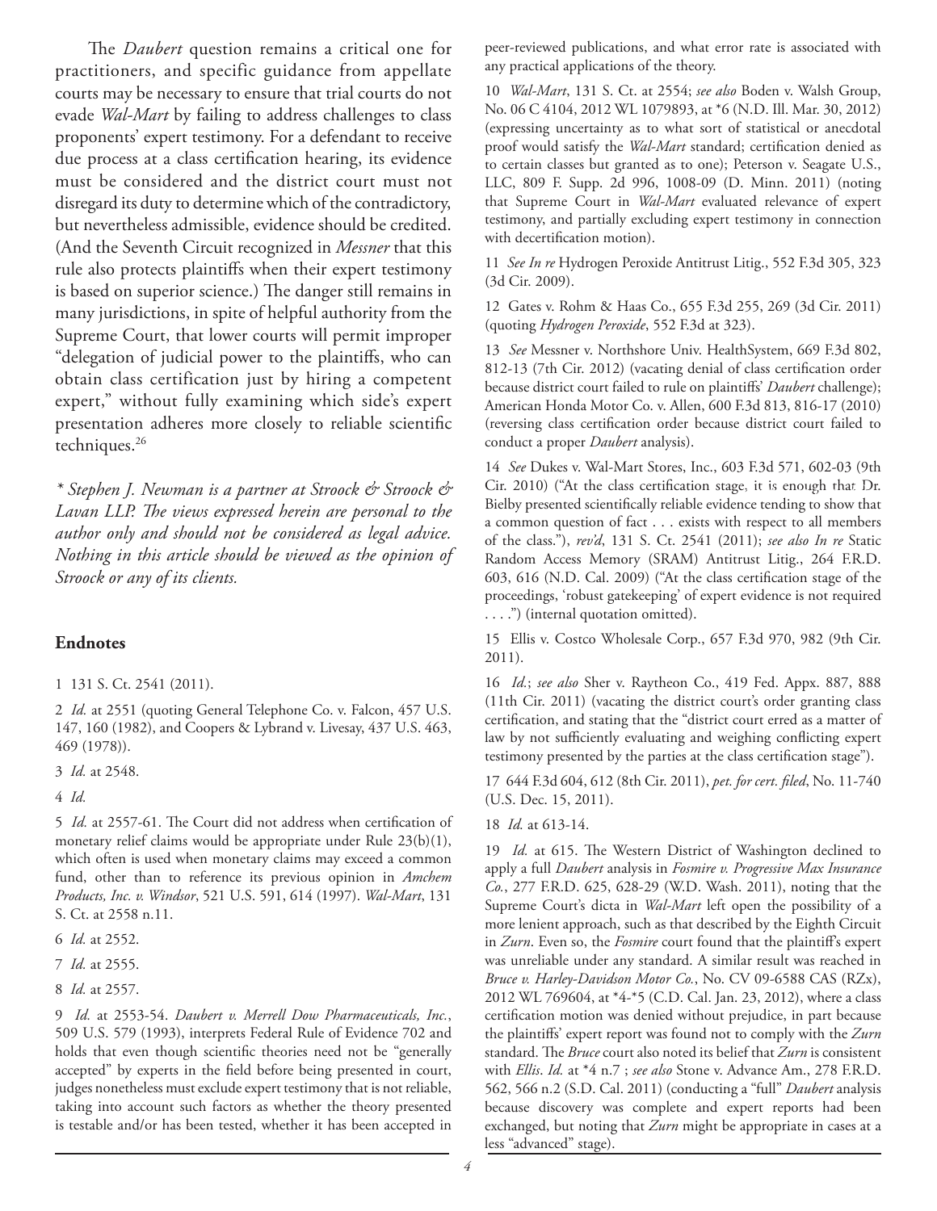The *Daubert* question remains a critical one for practitioners, and specific guidance from appellate courts may be necessary to ensure that trial courts do not evade *Wal-Mart* by failing to address challenges to class proponents' expert testimony. For a defendant to receive due process at a class certification hearing, its evidence must be considered and the district court must not disregard its duty to determine which of the contradictory, but nevertheless admissible, evidence should be credited. (And the Seventh Circuit recognized in *Messner* that this rule also protects plaintiffs when their expert testimony is based on superior science.) The danger still remains in many jurisdictions, in spite of helpful authority from the Supreme Court, that lower courts will permit improper "delegation of judicial power to the plaintiffs, who can obtain class certification just by hiring a competent expert," without fully examining which side's expert presentation adheres more closely to reliable scientific techniques.[26]

*\* Stephen J. Newman is a partner at Stroock & Stroock & Lavan LLP. The views expressed herein are personal to the author only and should not be considered as legal advice. Nothing in this article should be viewed as the opinion of Stroock or any of its clients.*

## Endnotes

1 131 S. Ct. 2541 (2011).

2 *Id.* at 2551 (quoting General Telephone Co. v. Falcon, 457 U.S. 147, 160 (1982), and Coopers & Lybrand v. Livesay, 437 U.S. 463, 469 (1978)).

3 *Id.* at 2548.

4 *Id.*

5 *Id.* at 2557-61. The Court did not address when certification of monetary relief claims would be appropriate under Rule 23(b)(1), which often is used when monetary claims may exceed a common fund, other than to reference its previous opinion in *Amchem Products, Inc. v. Windsor*, 521 U.S. 591, 614 (1997). *Wal-Mart*, 131 S. Ct. at 2558 n.11.

6 *Id.* at 2552.

7 *Id.* at 2555.

8 *Id.* at 2557.

9 *Id.* at 2553-54. *Daubert v. Merrell Dow Pharmaceuticals, Inc.*, 509 U.S. 579 (1993), interprets Federal Rule of Evidence 702 and holds that even though scientific theories need not be "generally accepted" by experts in the field before being presented in court, judges nonetheless must exclude expert testimony that is not reliable, taking into account such factors as whether the theory presented is testable and/or has been tested, whether it has been accepted in peer-reviewed publications, and what error rate is associated with any practical applications of the theory.

10 *Wal-Mart*, 131 S. Ct. at 2554; *see also* Boden v. Walsh Group, No. 06 C 4104, 2012 WL 1079893, at *6 (N.D. Ill. Mar. 30, 2012) (expressing uncertainty as to what sort of statistical or anecdotal proof would satisfy the *Wal-Mart* standard; certification denied as to certain classes but granted as to one); Peterson v. Seagate U.S., LLC, 809 F. Supp. 2d 996, 1008-09 (D. Minn. 2011) (noting that Supreme Court in *Wal-Mart* evaluated relevance of expert testimony, and partially excluding expert testimony in connection with decertification motion).

11 *See In re* Hydrogen Peroxide Antitrust Litig., 552 F.3d 305, 323 (3d Cir. 2009).

12 Gates v. Rohm & Haas Co., 655 F.3d 255, 269 (3d Cir. 2011) (quoting *Hydrogen Peroxide*, 552 F.3d at 323).

13 *See* Messner v. Northshore Univ. HealthSystem, 669 F.3d 802, 812-13 (7th Cir. 2012) (vacating denial of class certification order because district court failed to rule on plaintiffs' *Daubert* challenge); American Honda Motor Co. v. Allen, 600 F.3d 813, 816-17 (2010) (reversing class certification order because district court failed to conduct a proper *Daubert* analysis).

14 *See* Dukes v. Wal-Mart Stores, Inc., 603 F.3d 571, 602-03 (9th Cir. 2010) ("At the class certification stage, it is enough that Dr. Bielby presented scientifically reliable evidence tending to show that a common question of fact . . . exists with respect to all members of the class."), *rev'd*, 131 S. Ct. 2541 (2011); *see also In re* Static Random Access Memory (SRAM) Antitrust Litig., 264 F.R.D. 603, 616 (N.D. Cal. 2009) ("At the class certification stage of the proceedings, 'robust gatekeeping' of expert evidence is not required . . . .") (internal quotation omitted).

15 Ellis v. Costco Wholesale Corp., 657 F.3d 970, 982 (9th Cir. 2011).

16 *Id.*; *see also* Sher v. Raytheon Co., 419 Fed. Appx. 887, 888 (11th Cir. 2011) (vacating the district court's order granting class certification, and stating that the "district court erred as a matter of law by not sufficiently evaluating and weighing conflicting expert testimony presented by the parties at the class certification stage").

17 644 F.3d 604, 612 (8th Cir. 2011), *pet. for cert. filed*, No. 11-740 (U.S. Dec. 15, 2011).

18 *Id.* at 613-14.

19 *Id.* at 615. The Western District of Washington declined to apply a full *Daubert* analysis in *Fosmire v. Progressive Max Insurance Co.*, 277 F.R.D. 625, 628-29 (W.D. Wash. 2011), noting that the Supreme Court's dicta in *Wal-Mart* left open the possibility of a more lenient approach, such as that described by the Eighth Circuit in *Zurn*. Even so, the *Fosmire* court found that the plaintiff's expert was unreliable under any standard. A similar result was reached in *Bruce v. Harley-Davidson Motor Co.*, No. CV 09-6588 CAS (RZx), 2012 WL 769604, at *4-*5 (C.D. Cal. Jan. 23, 2012), where a class certification motion was denied without prejudice, in part because the plaintiffs' expert report was found not to comply with the *Zurn* standard. The *Bruce* court also noted its belief that *Zurn* is consistent with *Ellis*. *Id.* at *4 n.7 ; *see also* Stone v. Advance Am., 278 F.R.D. 562, 566 n.2 (S.D. Cal. 2011) (conducting a "full" *Daubert* analysis because discovery was complete and expert reports had been exchanged, but noting that *Zurn* might be appropriate in cases at a less "advanced" stage).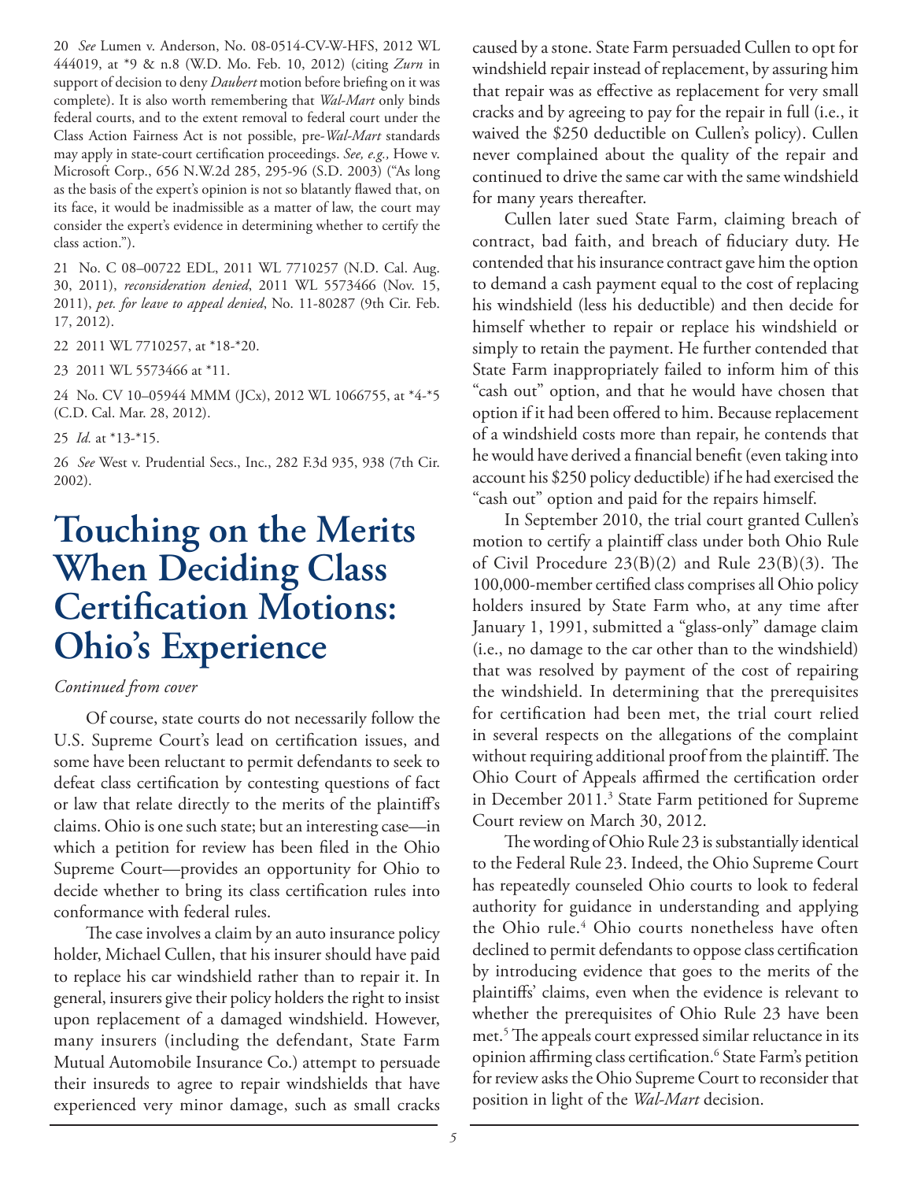20 *See* Lumen v. Anderson, No. 08-0514-CV-W-HFS, 2012 WL 444019, at *9 & n.8 (W.D. Mo. Feb. 10, 2012) (citing *Zurn* in support of decision to deny *Daubert* motion before briefing on it was complete). It is also worth remembering that *Wal-Mart* only binds federal courts, and to the extent removal to federal court under the Class Action Fairness Act is not possible, pre-*Wal-Mart* standards may apply in state-court certification proceedings. *See, e.g.,* Howe v. Microsoft Corp., 656 N.W.2d 285, 295-96 (S.D. 2003) ("As long as the basis of the expert's opinion is not so blatantly flawed that, on its face, it would be inadmissible as a matter of law, the court may consider the expert's evidence in determining whether to certify the class action.").

21 No. C 08–00722 EDL, 2011 WL 7710257 (N.D. Cal. Aug. 30, 2011), *reconsideration denied*, 2011 WL 5573466 (Nov. 15, 2011), *pet. for leave to appeal denied*, No. 11-80287 (9th Cir. Feb. 17, 2012).

22 2011 WL 7710257, at *18-*20.

23 2011 WL 5573466 at *11.

24 No. CV 10–05944 MMM (JCx), 2012 WL 1066755, at *4-*5 (C.D. Cal. Mar. 28, 2012).

25 *Id.* at *13-*15.

26 *See* West v. Prudential Secs., Inc., 282 F.3d 935, 938 (7th Cir. 2002).

# Touching on the Merits When Deciding Class Certification Motions: Ohio's Experience

*Continued from cover*

Of course, state courts do not necessarily follow the U.S. Supreme Court's lead on certification issues, and some have been reluctant to permit defendants to seek to defeat class certification by contesting questions of fact or law that relate directly to the merits of the plaintiff's claims. Ohio is one such state; but an interesting case—in which a petition for review has been filed in the Ohio Supreme Court—provides an opportunity for Ohio to decide whether to bring its class certification rules into conformance with federal rules.

The case involves a claim by an auto insurance policy holder, Michael Cullen, that his insurer should have paid to replace his car windshield rather than to repair it. In general, insurers give their policy holders the right to insist upon replacement of a damaged windshield. However, many insurers (including the defendant, State Farm Mutual Automobile Insurance Co.) attempt to persuade their insureds to agree to repair windshields that have experienced very minor damage, such as small cracks caused by a stone. State Farm persuaded Cullen to opt for windshield repair instead of replacement, by assuring him that repair was as effective as replacement for very small cracks and by agreeing to pay for the repair in full (i.e., it waived the $250 deductible on Cullen's policy). Cullen never complained about the quality of the repair and continued to drive the same car with the same windshield for many years thereafter.

Cullen later sued State Farm, claiming breach of contract, bad faith, and breach of fiduciary duty. He contended that his insurance contract gave him the option to demand a cash payment equal to the cost of replacing his windshield (less his deductible) and then decide for himself whether to repair or replace his windshield or simply to retain the payment. He further contended that State Farm inappropriately failed to inform him of this "cash out" option, and that he would have chosen that option if it had been offered to him. Because replacement of a windshield costs more than repair, he contends that he would have derived a financial benefit (even taking into account his $250 policy deductible) if he had exercised the "cash out" option and paid for the repairs himself.

In September 2010, the trial court granted Cullen's motion to certify a plaintiff class under both Ohio Rule of Civil Procedure 23(B)(2) and Rule 23(B)(3). The 100,000-member certified class comprises all Ohio policy holders insured by State Farm who, at any time after January 1, 1991, submitted a "glass-only" damage claim (i.e., no damage to the car other than to the windshield) that was resolved by payment of the cost of repairing the windshield. In determining that the prerequisites for certification had been met, the trial court relied in several respects on the allegations of the complaint without requiring additional proof from the plaintiff. The Ohio Court of Appeals affirmed the certification order in December 2011.[3] State Farm petitioned for Supreme Court review on March 30, 2012.

The wording of Ohio Rule 23 is substantially identical to the Federal Rule 23. Indeed, the Ohio Supreme Court has repeatedly counseled Ohio courts to look to federal authority for guidance in understanding and applying the Ohio rule.[4] Ohio courts nonetheless have often declined to permit defendants to oppose class certification by introducing evidence that goes to the merits of the plaintiffs' claims, even when the evidence is relevant to whether the prerequisites of Ohio Rule 23 have been met.[5] The appeals court expressed similar reluctance in its opinion affirming class certification.[6] State Farm's petition for review asks the Ohio Supreme Court to reconsider that position in light of the *Wal-Mart* decision.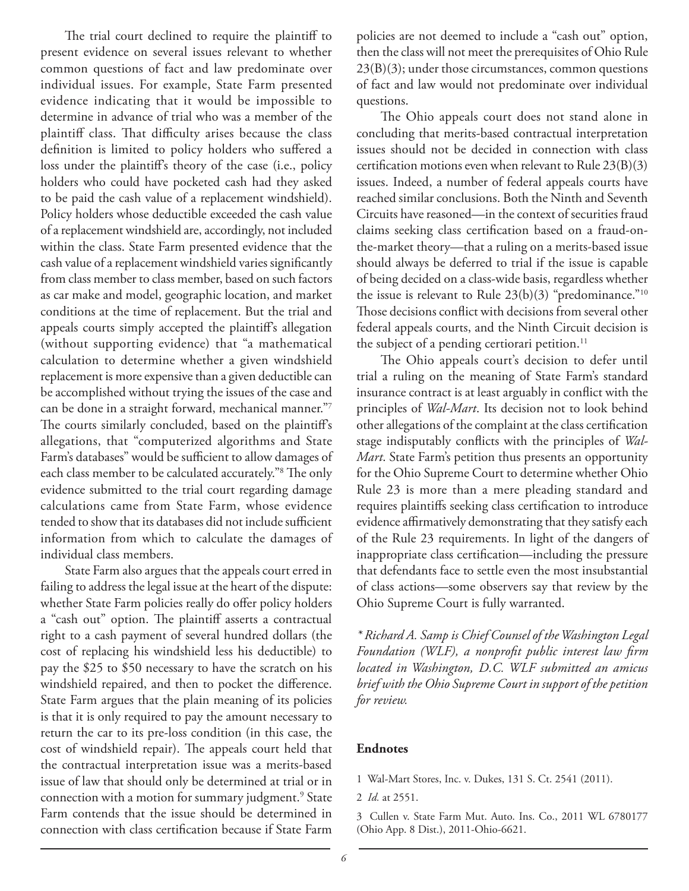The trial court declined to require the plaintiff to present evidence on several issues relevant to whether common questions of fact and law predominate over individual issues. For example, State Farm presented evidence indicating that it would be impossible to determine in advance of trial who was a member of the plaintiff class. That difficulty arises because the class definition is limited to policy holders who suffered a loss under the plaintiff's theory of the case (i.e., policy holders who could have pocketed cash had they asked to be paid the cash value of a replacement windshield). Policy holders whose deductible exceeded the cash value of a replacement windshield are, accordingly, not included within the class. State Farm presented evidence that the cash value of a replacement windshield varies significantly from class member to class member, based on such factors as car make and model, geographic location, and market conditions at the time of replacement. But the trial and appeals courts simply accepted the plaintiff's allegation (without supporting evidence) that "a mathematical calculation to determine whether a given windshield replacement is more expensive than a given deductible can be accomplished without trying the issues of the case and can be done in a straight forward, mechanical manner."[7] The courts similarly concluded, based on the plaintiff's allegations, that "computerized algorithms and State Farm's databases" would be sufficient to allow damages of each class member to be calculated accurately."[8] The only evidence submitted to the trial court regarding damage calculations came from State Farm, whose evidence tended to show that its databases did not include sufficient information from which to calculate the damages of individual class members.

State Farm also argues that the appeals court erred in failing to address the legal issue at the heart of the dispute: whether State Farm policies really do offer policy holders a "cash out" option. The plaintiff asserts a contractual right to a cash payment of several hundred dollars (the cost of replacing his windshield less his deductible) to pay the \$25 to \$50 necessary to have the scratch on his windshield repaired, and then to pocket the difference. State Farm argues that the plain meaning of its policies is that it is only required to pay the amount necessary to return the car to its pre-loss condition (in this case, the cost of windshield repair). The appeals court held that the contractual interpretation issue was a merits-based issue of law that should only be determined at trial or in connection with a motion for summary judgment.[9] State Farm contends that the issue should be determined in connection with class certification because if State Farm policies are not deemed to include a "cash out" option, then the class will not meet the prerequisites of Ohio Rule 23(B)(3); under those circumstances, common questions of fact and law would not predominate over individual questions.

The Ohio appeals court does not stand alone in concluding that merits-based contractual interpretation issues should not be decided in connection with class certification motions even when relevant to Rule 23(B)(3) issues. Indeed, a number of federal appeals courts have reached similar conclusions. Both the Ninth and Seventh Circuits have reasoned—in the context of securities fraud claims seeking class certification based on a fraud-on-the-market theory—that a ruling on a merits-based issue should always be deferred to trial if the issue is capable of being decided on a class-wide basis, regardless whether the issue is relevant to Rule 23(b)(3) "predominance."[10] Those decisions conflict with decisions from several other federal appeals courts, and the Ninth Circuit decision is the subject of a pending certiorari petition.[11]

The Ohio appeals court's decision to defer until trial a ruling on the meaning of State Farm's standard insurance contract is at least arguably in conflict with the principles of *Wal-Mart*. Its decision not to look behind other allegations of the complaint at the class certification stage indisputably conflicts with the principles of *Wal-Mart*. State Farm's petition thus presents an opportunity for the Ohio Supreme Court to determine whether Ohio Rule 23 is more than a mere pleading standard and requires plaintiffs seeking class certification to introduce evidence affirmatively demonstrating that they satisfy each of the Rule 23 requirements. In light of the dangers of inappropriate class certification—including the pressure that defendants face to settle even the most insubstantial of class actions—some observers say that review by the Ohio Supreme Court is fully warranted.

*\* Richard A. Samp is Chief Counsel of the Washington Legal Foundation (WLF), a nonprofit public interest law firm located in Washington, D.C. WLF submitted an amicus brief with the Ohio Supreme Court in support of the petition for review.*

## Endnotes

1 Wal-Mart Stores, Inc. v. Dukes, 131 S. Ct. 2541 (2011).

2 *Id.* at 2551.

3 Cullen v. State Farm Mut. Auto. Ins. Co., 2011 WL 6780177 (Ohio App. 8 Dist.), 2011-Ohio-6621.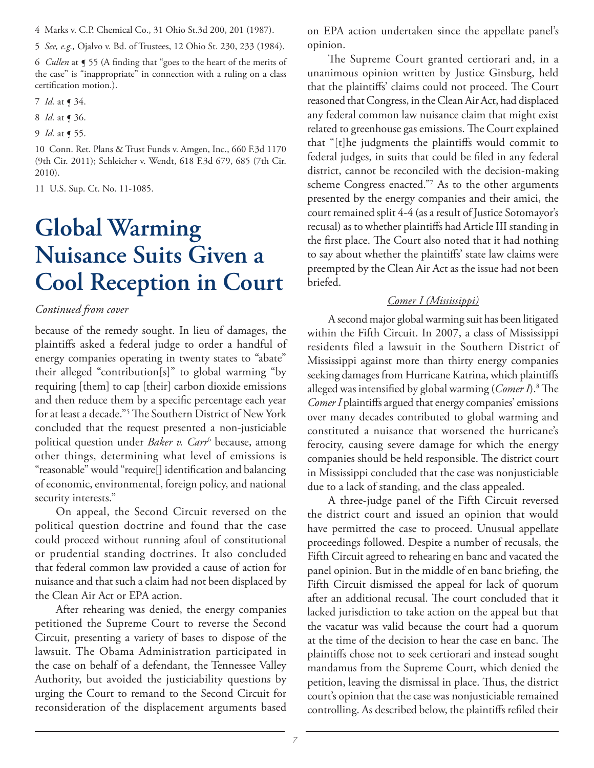4 Marks v. C.P. Chemical Co., 31 Ohio St.3d 200, 201 (1987).

5 *See, e.g.,* Ojalvo v. Bd. of Trustees, 12 Ohio St. 230, 233 (1984).

6 *Cullen* at ¶ 55 (A finding that "goes to the heart of the merits of the case" is "inappropriate" in connection with a ruling on a class certification motion.).

7 *Id.* at ¶ 34.

8 *Id.* at ¶ 36.

9 *Id.* at ¶ 55.

10 Conn. Ret. Plans & Trust Funds v. Amgen, Inc., 660 F.3d 1170 (9th Cir. 2011); Schleicher v. Wendt, 618 F.3d 679, 685 (7th Cir. 2010).

11 U.S. Sup. Ct. No. 11-1085.

# Global Warming Nuisance Suits Given a Cool Reception in Court

*Continued from cover*

because of the remedy sought. In lieu of damages, the plaintiffs asked a federal judge to order a handful of energy companies operating in twenty states to "abate" their alleged "contribution[s]" to global warming "by requiring [them] to cap [their] carbon dioxide emissions and then reduce them by a specific percentage each year for at least a decade."[5] The Southern District of New York concluded that the request presented a non-justiciable political question under *Baker v. Carr*[6] because, among other things, determining what level of emissions is "reasonable" would "require[] identification and balancing of economic, environmental, foreign policy, and national security interests."

On appeal, the Second Circuit reversed on the political question doctrine and found that the case could proceed without running afoul of constitutional or prudential standing doctrines. It also concluded that federal common law provided a cause of action for nuisance and that such a claim had not been displaced by the Clean Air Act or EPA action.

After rehearing was denied, the energy companies petitioned the Supreme Court to reverse the Second Circuit, presenting a variety of bases to dispose of the lawsuit. The Obama Administration participated in the case on behalf of a defendant, the Tennessee Valley Authority, but avoided the justiciability questions by urging the Court to remand to the Second Circuit for reconsideration of the displacement arguments based on EPA action undertaken since the appellate panel's opinion.

The Supreme Court granted certiorari and, in a unanimous opinion written by Justice Ginsburg, held that the plaintiffs' claims could not proceed. The Court reasoned that Congress, in the Clean Air Act, had displaced any federal common law nuisance claim that might exist related to greenhouse gas emissions. The Court explained that "[t]he judgments the plaintiffs would commit to federal judges, in suits that could be filed in any federal district, cannot be reconciled with the decision-making scheme Congress enacted."[7] As to the other arguments presented by the energy companies and their amici, the court remained split 4-4 (as a result of Justice Sotomayor's recusal) as to whether plaintiffs had Article III standing in the first place. The Court also noted that it had nothing to say about whether the plaintiffs' state law claims were preempted by the Clean Air Act as the issue had not been briefed.

## *Comer I (Mississippi)*

A second major global warming suit has been litigated within the Fifth Circuit. In 2007, a class of Mississippi residents filed a lawsuit in the Southern District of Mississippi against more than thirty energy companies seeking damages from Hurricane Katrina, which plaintiffs alleged was intensified by global warming (*Comer I*).[8] The *Comer I* plaintiffs argued that energy companies' emissions over many decades contributed to global warming and constituted a nuisance that worsened the hurricane's ferocity, causing severe damage for which the energy companies should be held responsible. The district court in Mississippi concluded that the case was nonjusticiable due to a lack of standing, and the class appealed.

A three-judge panel of the Fifth Circuit reversed the district court and issued an opinion that would have permitted the case to proceed. Unusual appellate proceedings followed. Despite a number of recusals, the Fifth Circuit agreed to rehearing en banc and vacated the panel opinion. But in the middle of en banc briefing, the Fifth Circuit dismissed the appeal for lack of quorum after an additional recusal. The court concluded that it lacked jurisdiction to take action on the appeal but that the vacatur was valid because the court had a quorum at the time of the decision to hear the case en banc. The plaintiffs chose not to seek certiorari and instead sought mandamus from the Supreme Court, which denied the petition, leaving the dismissal in place. Thus, the district court's opinion that the case was nonjusticiable remained controlling. As described below, the plaintiffs refiled their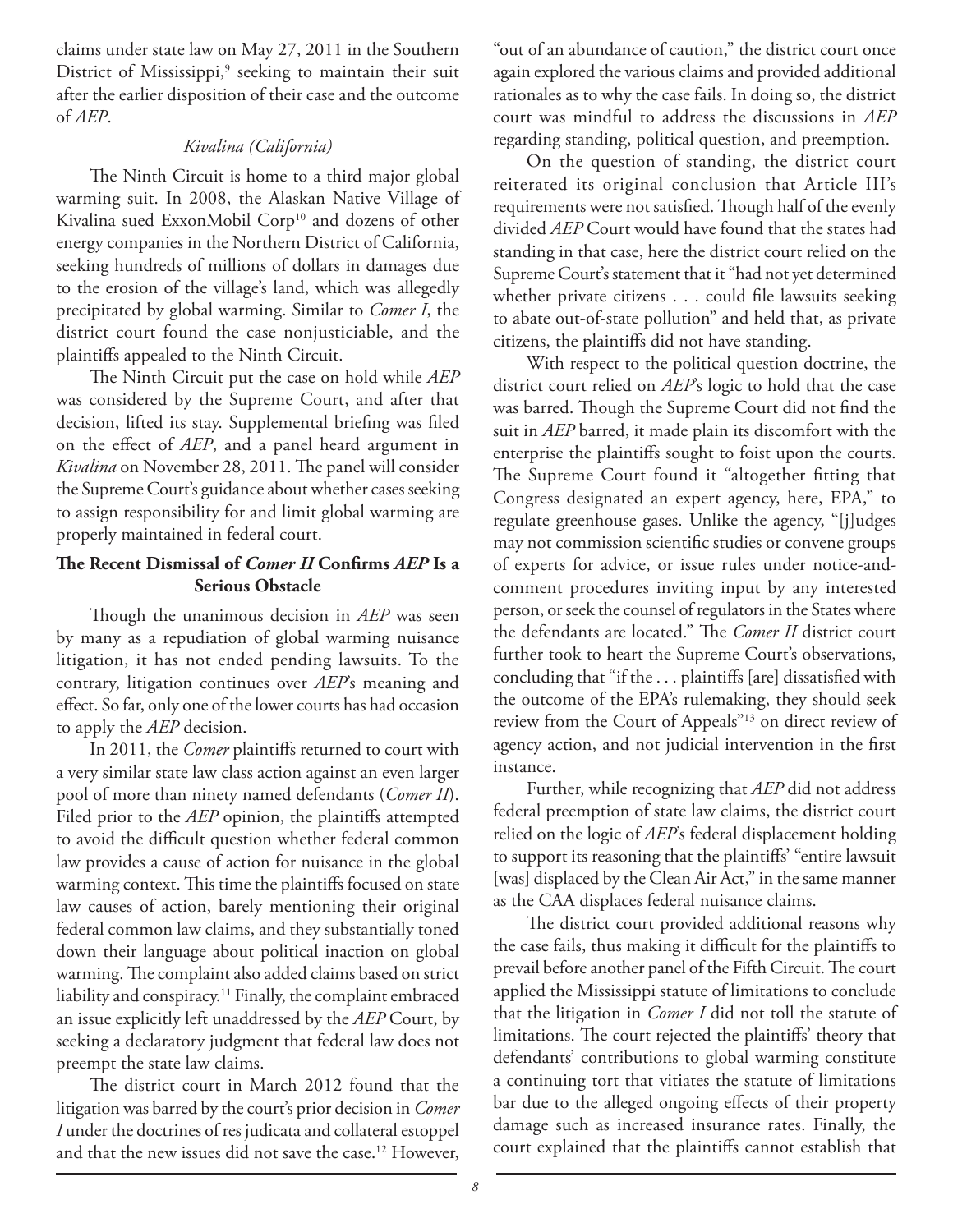claims under state law on May 27, 2011 in the Southern District of Mississippi,[9] seeking to maintain their suit after the earlier disposition of their case and the outcome of *AEP*.

### *Kivalina (California)*

The Ninth Circuit is home to a third major global warming suit. In 2008, the Alaskan Native Village of Kivalina sued ExxonMobil Corp[10] and dozens of other energy companies in the Northern District of California, seeking hundreds of millions of dollars in damages due to the erosion of the village's land, which was allegedly precipitated by global warming. Similar to *Comer I*, the district court found the case nonjusticiable, and the plaintiffs appealed to the Ninth Circuit.

The Ninth Circuit put the case on hold while *AEP* was considered by the Supreme Court, and after that decision, lifted its stay. Supplemental briefing was filed on the effect of *AEP*, and a panel heard argument in *Kivalina* on November 28, 2011. The panel will consider the Supreme Court's guidance about whether cases seeking to assign responsibility for and limit global warming are properly maintained in federal court.

## The Recent Dismissal of *Comer II* Confirms *AEP* Is a Serious Obstacle

Though the unanimous decision in *AEP* was seen by many as a repudiation of global warming nuisance litigation, it has not ended pending lawsuits. To the contrary, litigation continues over *AEP*'s meaning and effect. So far, only one of the lower courts has had occasion to apply the *AEP* decision.

In 2011, the *Comer* plaintiffs returned to court with a very similar state law class action against an even larger pool of more than ninety named defendants (*Comer II*). Filed prior to the *AEP* opinion, the plaintiffs attempted to avoid the difficult question whether federal common law provides a cause of action for nuisance in the global warming context. This time the plaintiffs focused on state law causes of action, barely mentioning their original federal common law claims, and they substantially toned down their language about political inaction on global warming. The complaint also added claims based on strict liability and conspiracy.[11] Finally, the complaint embraced an issue explicitly left unaddressed by the *AEP* Court, by seeking a declaratory judgment that federal law does not preempt the state law claims.

The district court in March 2012 found that the litigation was barred by the court's prior decision in *Comer I* under the doctrines of res judicata and collateral estoppel and that the new issues did not save the case.[12] However, "out of an abundance of caution," the district court once again explored the various claims and provided additional rationales as to why the case fails. In doing so, the district court was mindful to address the discussions in *AEP* regarding standing, political question, and preemption.

On the question of standing, the district court reiterated its original conclusion that Article III's requirements were not satisfied. Though half of the evenly divided *AEP* Court would have found that the states had standing in that case, here the district court relied on the Supreme Court's statement that it "had not yet determined whether private citizens . . . could file lawsuits seeking to abate out-of-state pollution" and held that, as private citizens, the plaintiffs did not have standing.

With respect to the political question doctrine, the district court relied on *AEP*'s logic to hold that the case was barred. Though the Supreme Court did not find the suit in *AEP* barred, it made plain its discomfort with the enterprise the plaintiffs sought to foist upon the courts. The Supreme Court found it "altogether fitting that Congress designated an expert agency, here, EPA," to regulate greenhouse gases. Unlike the agency, "[j]udges may not commission scientific studies or convene groups of experts for advice, or issue rules under notice-and-comment procedures inviting input by any interested person, or seek the counsel of regulators in the States where the defendants are located." The *Comer II* district court further took to heart the Supreme Court's observations, concluding that "if the . . . plaintiffs [are] dissatisfied with the outcome of the EPA's rulemaking, they should seek review from the Court of Appeals"[13] on direct review of agency action, and not judicial intervention in the first instance.

Further, while recognizing that *AEP* did not address federal preemption of state law claims, the district court relied on the logic of *AEP*'s federal displacement holding to support its reasoning that the plaintiffs' "entire lawsuit [was] displaced by the Clean Air Act," in the same manner as the CAA displaces federal nuisance claims.

The district court provided additional reasons why the case fails, thus making it difficult for the plaintiffs to prevail before another panel of the Fifth Circuit. The court applied the Mississippi statute of limitations to conclude that the litigation in *Comer I* did not toll the statute of limitations. The court rejected the plaintiffs' theory that defendants' contributions to global warming constitute a continuing tort that vitiates the statute of limitations bar due to the alleged ongoing effects of their property damage such as increased insurance rates. Finally, the court explained that the plaintiffs cannot establish that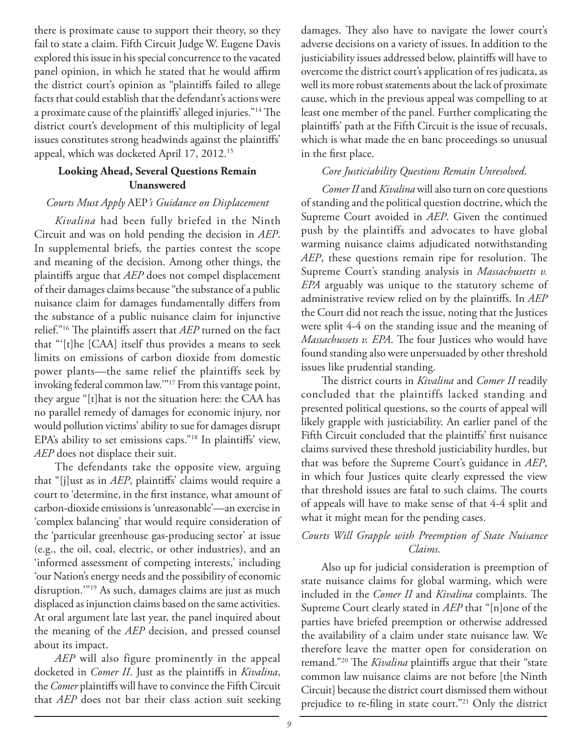there is proximate cause to support their theory, so they fail to state a claim. Fifth Circuit Judge W. Eugene Davis explored this issue in his special concurrence to the vacated panel opinion, in which he stated that he would affirm the district court's opinion as "plaintiffs failed to allege facts that could establish that the defendant's actions were a proximate cause of the plaintiffs' alleged injuries."[14] The district court's development of this multiplicity of legal issues constitutes strong headwinds against the plaintiffs' appeal, which was docketed April 17, 2012.[15]

## Looking Ahead, Several Questions Remain Unanswered

### *Courts Must Apply* AEP*'s Guidance on Displacement*

*Kivalina* had been fully briefed in the Ninth Circuit and was on hold pending the decision in *AEP*. In supplemental briefs, the parties contest the scope and meaning of the decision. Among other things, the plaintiffs argue that *AEP* does not compel displacement of their damages claims because "the substance of a public nuisance claim for damages fundamentally differs from the substance of a public nuisance claim for injunctive relief."[16] The plaintiffs assert that *AEP* turned on the fact that "'[t]he [CAA] itself thus provides a means to seek limits on emissions of carbon dioxide from domestic power plants—the same relief the plaintiffs seek by invoking federal common law.'"[17] From this vantage point, they argue "[t]hat is not the situation here: the CAA has no parallel remedy of damages for economic injury, nor would pollution victims' ability to sue for damages disrupt EPA's ability to set emissions caps."[18] In plaintiffs' view, *AEP* does not displace their suit.

The defendants take the opposite view, arguing that "[j]ust as in *AEP*, plaintiffs' claims would require a court to 'determine, in the first instance, what amount of carbon-dioxide emissions is 'unreasonable'—an exercise in 'complex balancing' that would require consideration of the 'particular greenhouse gas-producing sector' at issue (e.g., the oil, coal, electric, or other industries), and an 'informed assessment of competing interests,' including 'our Nation's energy needs and the possibility of economic disruption.'"[19] As such, damages claims are just as much displaced as injunction claims based on the same activities. At oral argument late last year, the panel inquired about the meaning of the *AEP* decision, and pressed counsel about its impact.

*AEP* will also figure prominently in the appeal docketed in *Comer II*. Just as the plaintiffs in *Kivalina*, the *Comer* plaintiffs will have to convince the Fifth Circuit that *AEP* does not bar their class action suit seeking damages. They also have to navigate the lower court's adverse decisions on a variety of issues. In addition to the justiciability issues addressed below, plaintiffs will have to overcome the district court's application of res judicata, as well its more robust statements about the lack of proximate cause, which in the previous appeal was compelling to at least one member of the panel. Further complicating the plaintiffs' path at the Fifth Circuit is the issue of recusals, which is what made the en banc proceedings so unusual in the first place.

### *Core Justiciability Questions Remain Unresolved.*

*Comer II* and *Kivalina* will also turn on core questions of standing and the political question doctrine, which the Supreme Court avoided in *AEP*. Given the continued push by the plaintiffs and advocates to have global warming nuisance claims adjudicated notwithstanding *AEP*, these questions remain ripe for resolution. The Supreme Court's standing analysis in *Massachusetts v. EPA* arguably was unique to the statutory scheme of administrative review relied on by the plaintiffs. In *AEP* the Court did not reach the issue, noting that the Justices were split 4-4 on the standing issue and the meaning of *Massachussets v. EPA*. The four Justices who would have found standing also were unpersuaded by other threshold issues like prudential standing.

The district courts in *Kivalina* and *Comer II* readily concluded that the plaintiffs lacked standing and presented political questions, so the courts of appeal will likely grapple with justiciability. An earlier panel of the Fifth Circuit concluded that the plaintiffs' first nuisance claims survived these threshold justiciability hurdles, but that was before the Supreme Court's guidance in *AEP*, in which four Justices quite clearly expressed the view that threshold issues are fatal to such claims. The courts of appeals will have to make sense of that 4-4 split and what it might mean for the pending cases.

### *Courts Will Grapple with Preemption of State Nuisance Claims.*

Also up for judicial consideration is preemption of state nuisance claims for global warming, which were included in the *Comer II* and *Kivalina* complaints. The Supreme Court clearly stated in *AEP* that "[n]one of the parties have briefed preemption or otherwise addressed the availability of a claim under state nuisance law. We therefore leave the matter open for consideration on remand."[20] The *Kivalina* plaintiffs argue that their "state common law nuisance claims are not before [the Ninth Circuit] because the district court dismissed them without prejudice to re-filing in state court."[21] Only the district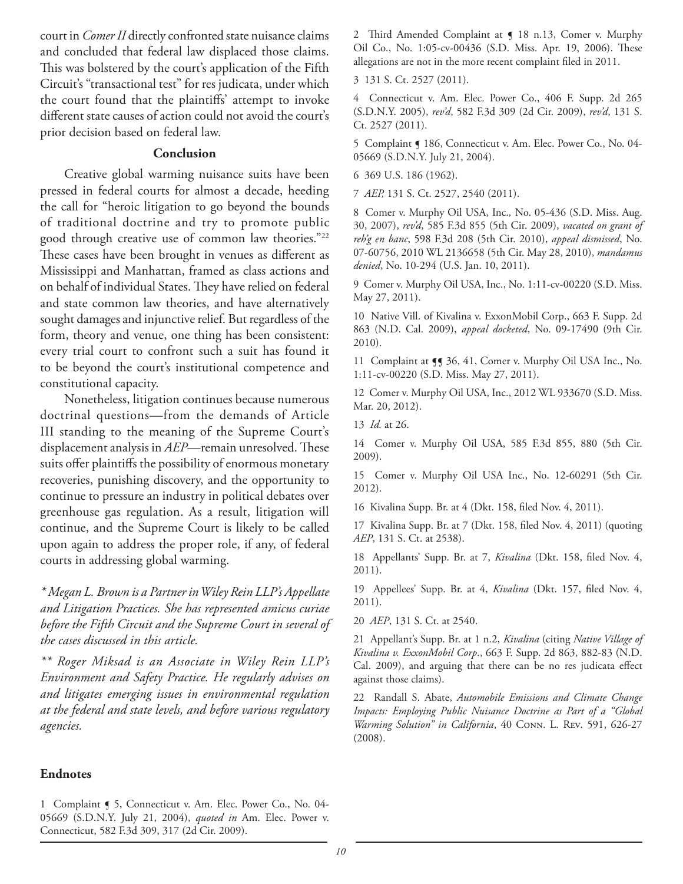court in *Comer II* directly confronted state nuisance claims and concluded that federal law displaced those claims. This was bolstered by the court's application of the Fifth Circuit's "transactional test" for res judicata, under which the court found that the plaintiffs' attempt to invoke different state causes of action could not avoid the court's prior decision based on federal law.

## Conclusion

Creative global warming nuisance suits have been pressed in federal courts for almost a decade, heeding the call for "heroic litigation to go beyond the bounds of traditional doctrine and try to promote public good through creative use of common law theories."[22] These cases have been brought in venues as different as Mississippi and Manhattan, framed as class actions and on behalf of individual States. They have relied on federal and state common law theories, and have alternatively sought damages and injunctive relief. But regardless of the form, theory and venue, one thing has been consistent: every trial court to confront such a suit has found it to be beyond the court's institutional competence and constitutional capacity.

Nonetheless, litigation continues because numerous doctrinal questions—from the demands of Article III standing to the meaning of the Supreme Court's displacement analysis in *AEP*—remain unresolved. These suits offer plaintiffs the possibility of enormous monetary recoveries, punishing discovery, and the opportunity to continue to pressure an industry in political debates over greenhouse gas regulation. As a result, litigation will continue, and the Supreme Court is likely to be called upon again to address the proper role, if any, of federal courts in addressing global warming.

*\* Megan L. Brown is a Partner in Wiley Rein LLP's Appellate and Litigation Practices. She has represented amicus curiae before the Fifth Circuit and the Supreme Court in several of the cases discussed in this article.*

*\*\* Roger Miksad is an Associate in Wiley Rein LLP's Environment and Safety Practice. He regularly advises on and litigates emerging issues in environmental regulation at the federal and state levels, and before various regulatory agencies.*

### Endnotes

1 Complaint ¶ 5, Connecticut v. Am. Elec. Power Co., No. 04-05669 (S.D.N.Y. July 21, 2004), *quoted in* Am. Elec. Power v. Connecticut, 582 F.3d 309, 317 (2d Cir. 2009).

2 Third Amended Complaint at ¶ 18 n.13, Comer v. Murphy Oil Co., No. 1:05-cv-00436 (S.D. Miss. Apr. 19, 2006). These allegations are not in the more recent complaint filed in 2011.

3 131 S. Ct. 2527 (2011).

4 Connecticut v. Am. Elec. Power Co., 406 F. Supp. 2d 265 (S.D.N.Y. 2005), *rev'd*, 582 F.3d 309 (2d Cir. 2009), *rev'd*, 131 S. Ct. 2527 (2011).

5 Complaint ¶ 186, Connecticut v. Am. Elec. Power Co., No. 04-05669 (S.D.N.Y. July 21, 2004).

6 369 U.S. 186 (1962).

7 *AEP*, 131 S. Ct. 2527, 2540 (2011).

8 Comer v. Murphy Oil USA, Inc., No. 05-436 (S.D. Miss. Aug. 30, 2007), *rev'd*, 585 F.3d 855 (5th Cir. 2009), *vacated on grant of reh'g en banc*, 598 F.3d 208 (5th Cir. 2010), *appeal dismissed*, No. 07-60756, 2010 WL 2136658 (5th Cir. May 28, 2010), *mandamus denied*, No. 10-294 (U.S. Jan. 10, 2011).

9 Comer v. Murphy Oil USA, Inc., No. 1:11-cv-00220 (S.D. Miss. May 27, 2011).

10 Native Vill. of Kivalina v. ExxonMobil Corp., 663 F. Supp. 2d 863 (N.D. Cal. 2009), *appeal docketed*, No. 09-17490 (9th Cir. 2010).

11 Complaint at ¶¶ 36, 41, Comer v. Murphy Oil USA Inc., No. 1:11-cv-00220 (S.D. Miss. May 27, 2011).

12 Comer v. Murphy Oil USA, Inc., 2012 WL 933670 (S.D. Miss. Mar. 20, 2012).

13 *Id.* at 26.

14 Comer v. Murphy Oil USA, 585 F.3d 855, 880 (5th Cir. 2009).

15 Comer v. Murphy Oil USA Inc., No. 12-60291 (5th Cir. 2012).

16 Kivalina Supp. Br. at 4 (Dkt. 158, filed Nov. 4, 2011).

17 Kivalina Supp. Br. at 7 (Dkt. 158, filed Nov. 4, 2011) (quoting *AEP*, 131 S. Ct. at 2538).

18 Appellants' Supp. Br. at 7, *Kivalina* (Dkt. 158, filed Nov. 4, 2011).

19 Appellees' Supp. Br. at 4, *Kivalina* (Dkt. 157, filed Nov. 4, 2011).

20 *AEP*, 131 S. Ct. at 2540.

21 Appellant's Supp. Br. at 1 n.2, *Kivalina* (citing *Native Village of Kivalina v. ExxonMobil Corp*., 663 F. Supp. 2d 863, 882-83 (N.D. Cal. 2009), and arguing that there can be no res judicata effect against those claims).

22 Randall S. Abate, *Automobile Emissions and Climate Change Impacts: Employing Public Nuisance Doctrine as Part of a "Global Warming Solution" in California*, 40 Conn. L. Rev. 591, 626-27 (2008).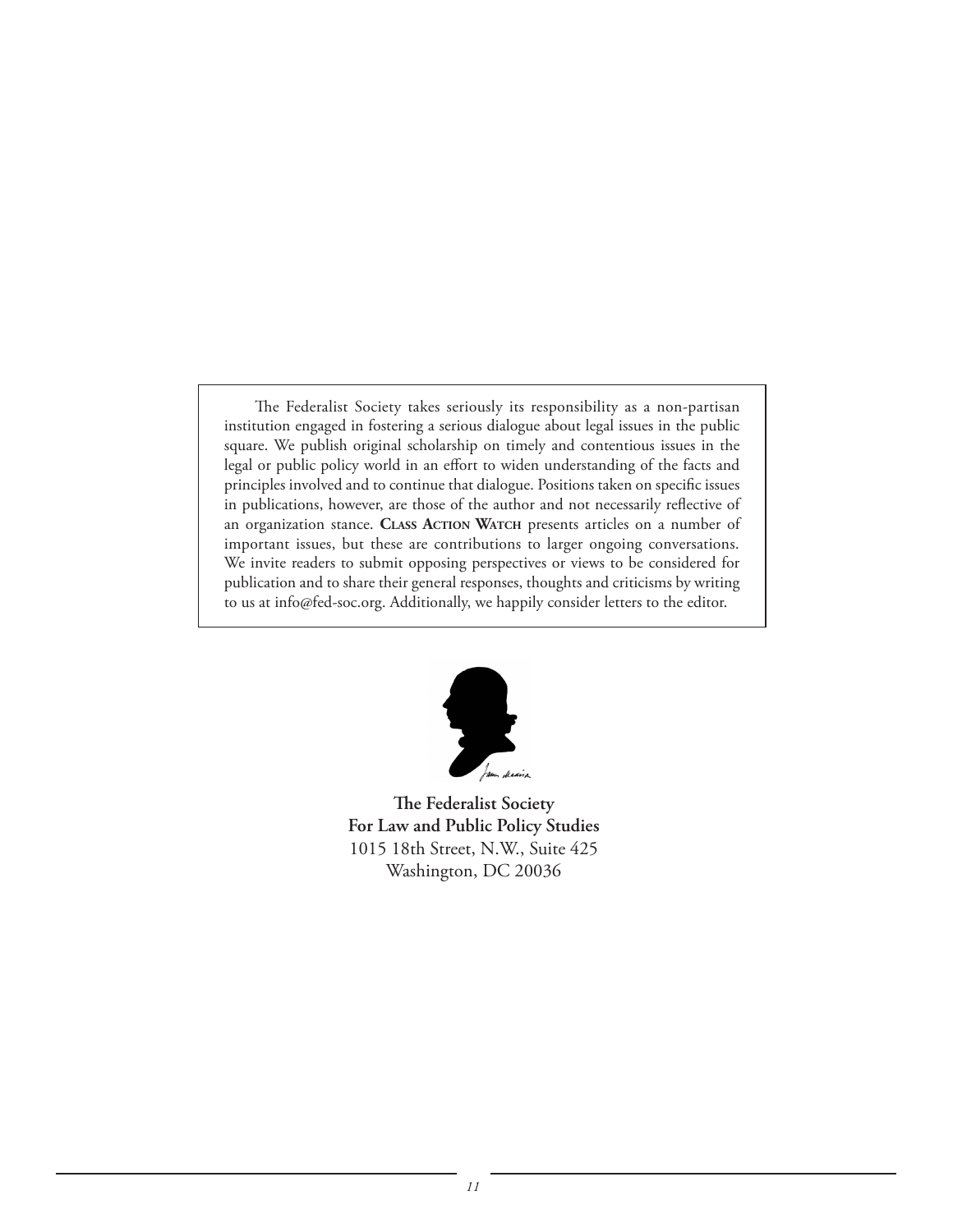The Federalist Society takes seriously its responsibility as a non-partisan institution engaged in fostering a serious dialogue about legal issues in the public square. We publish original scholarship on timely and contentious issues in the legal or public policy world in an effort to widen understanding of the facts and principles involved and to continue that dialogue. Positions taken on specific issues in publications, however, are those of the author and not necessarily reflective of an organization stance. **Class Action Watch** presents articles on a number of important issues, but these are contributions to larger ongoing conversations. We invite readers to submit opposing perspectives or views to be considered for publication and to share their general responses, thoughts and criticisms by writing to us at info@fed-soc.org. Additionally, we happily consider letters to the editor.

**The Federalist Society**
**For Law and Public Policy Studies**
1015 18th Street, N.W., Suite 425
Washington, DC 20036